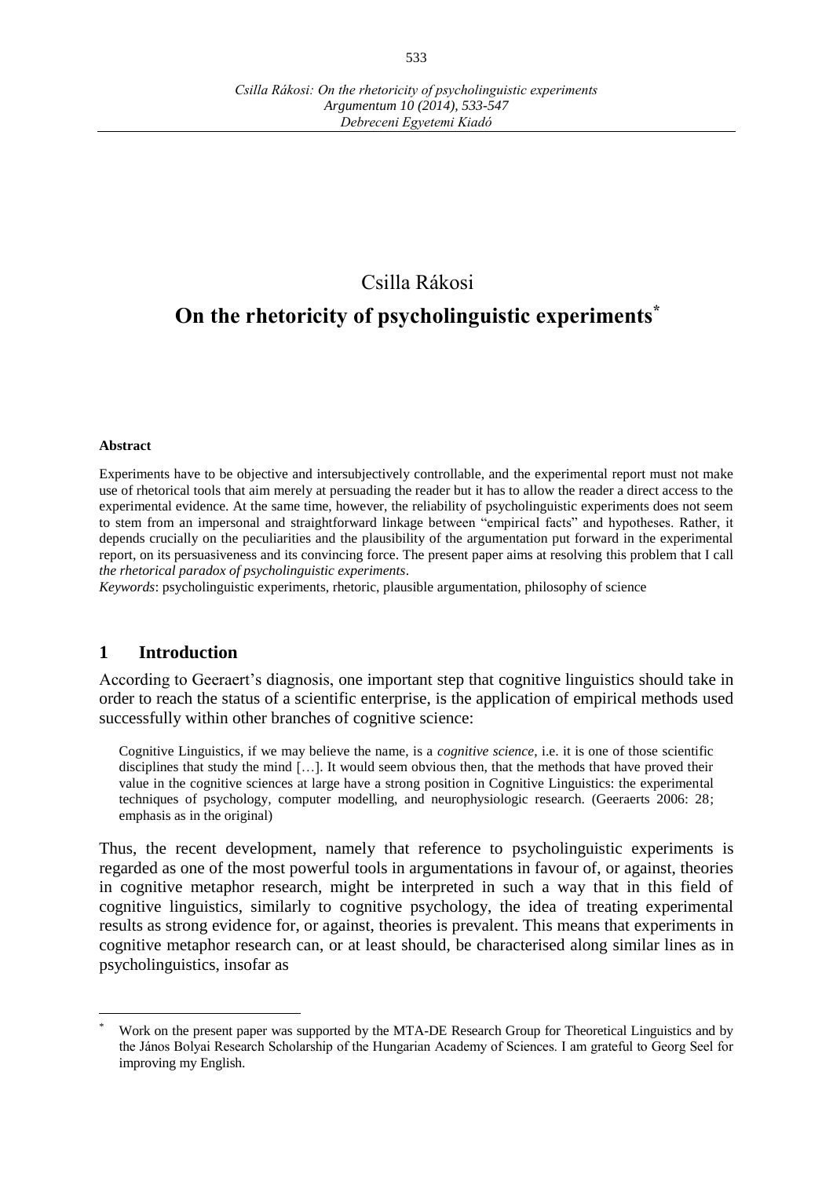Csilla Rákosi

# On the rhetoricity of psycholinguistic experiments[*]

**Abstract**

Experiments have to be objective and intersubjectively controllable, and the experimental report must not make use of rhetorical tools that aim merely at persuading the reader but it has to allow the reader a direct access to the experimental evidence. At the same time, however, the reliability of psycholinguistic experiments does not seem to stem from an impersonal and straightforward linkage between "empirical facts" and hypotheses. Rather, it depends crucially on the peculiarities and the plausibility of the argumentation put forward in the experimental report, on its persuasiveness and its convincing force. The present paper aims at resolving this problem that I call *the rhetorical paradox of psycholinguistic experiments*.

*Keywords*: psycholinguistic experiments, rhetoric, plausible argumentation, philosophy of science

## 1 Introduction

According to Geeraert's diagnosis, one important step that cognitive linguistics should take in order to reach the status of a scientific enterprise, is the application of empirical methods used successfully within other branches of cognitive science:

> Cognitive Linguistics, if we may believe the name, is a *cognitive science*, i.e. it is one of those scientific disciplines that study the mind […]. It would seem obvious then, that the methods that have proved their value in the cognitive sciences at large have a strong position in Cognitive Linguistics: the experimental techniques of psychology, computer modelling, and neurophysiologic research. (Geeraerts 2006: 28; emphasis as in the original)

Thus, the recent development, namely that reference to psycholinguistic experiments is regarded as one of the most powerful tools in argumentations in favour of, or against, theories in cognitive metaphor research, might be interpreted in such a way that in this field of cognitive linguistics, similarly to cognitive psychology, the idea of treating experimental results as strong evidence for, or against, theories is prevalent. This means that experiments in cognitive metaphor research can, or at least should, be characterised along similar lines as in psycholinguistics, insofar as

---

[*] Work on the present paper was supported by the MTA-DE Research Group for Theoretical Linguistics and by the János Bolyai Research Scholarship of the Hungarian Academy of Sciences. I am grateful to Georg Seel for improving my English.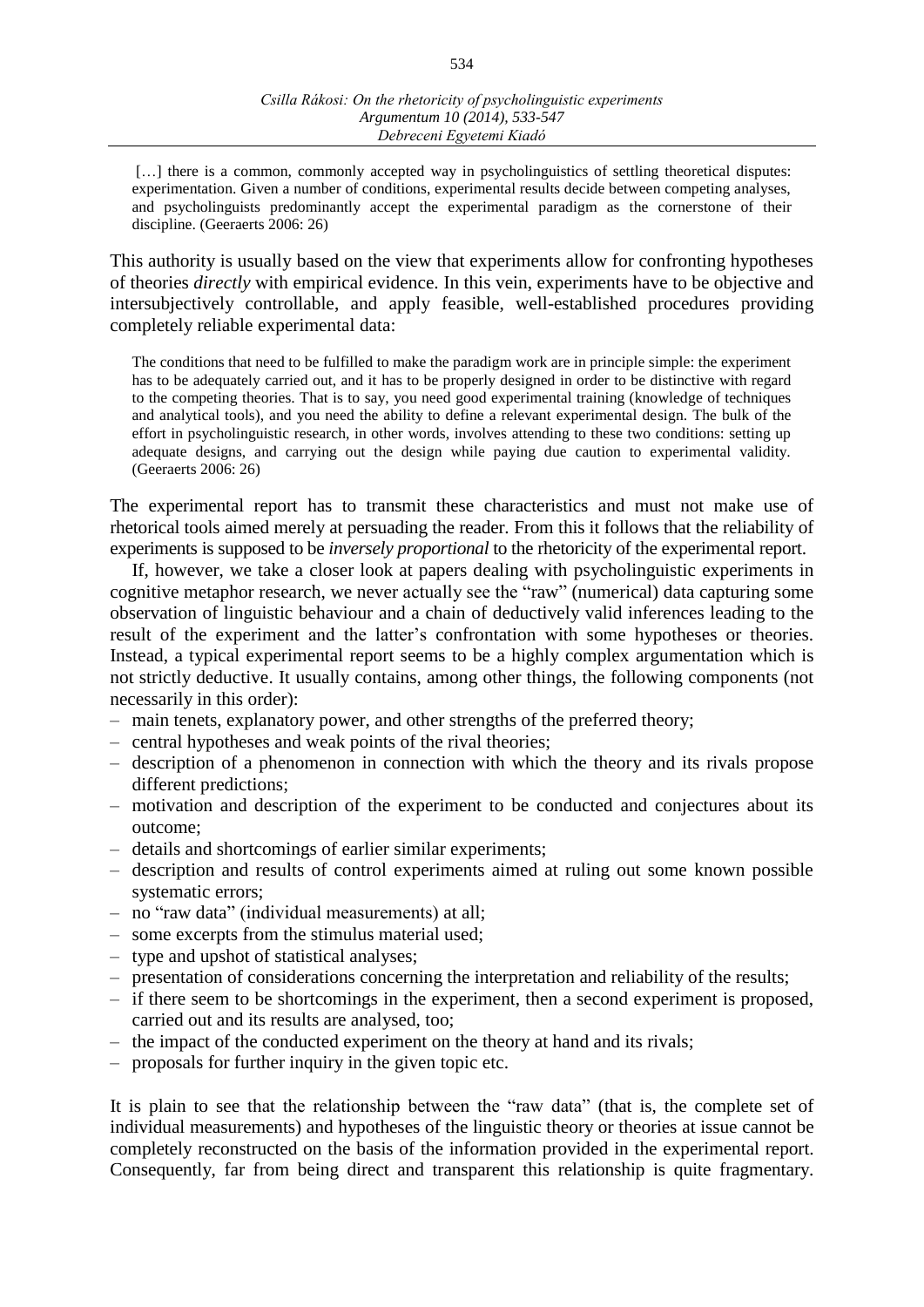> […] there is a common, commonly accepted way in psycholinguistics of settling theoretical disputes: experimentation. Given a number of conditions, experimental results decide between competing analyses, and psycholinguists predominantly accept the experimental paradigm as the cornerstone of their discipline. (Geeraerts 2006: 26)

This authority is usually based on the view that experiments allow for confronting hypotheses of theories *directly* with empirical evidence. In this vein, experiments have to be objective and intersubjectively controllable, and apply feasible, well-established procedures providing completely reliable experimental data:

> The conditions that need to be fulfilled to make the paradigm work are in principle simple: the experiment has to be adequately carried out, and it has to be properly designed in order to be distinctive with regard to the competing theories. That is to say, you need good experimental training (knowledge of techniques and analytical tools), and you need the ability to define a relevant experimental design. The bulk of the effort in psycholinguistic research, in other words, involves attending to these two conditions: setting up adequate designs, and carrying out the design while paying due caution to experimental validity. (Geeraerts 2006: 26)

The experimental report has to transmit these characteristics and must not make use of rhetorical tools aimed merely at persuading the reader. From this it follows that the reliability of experiments is supposed to be *inversely proportional* to the rhetoricity of the experimental report.

If, however, we take a closer look at papers dealing with psycholinguistic experiments in cognitive metaphor research, we never actually see the "raw" (numerical) data capturing some observation of linguistic behaviour and a chain of deductively valid inferences leading to the result of the experiment and the latter's confrontation with some hypotheses or theories. Instead, a typical experimental report seems to be a highly complex argumentation which is not strictly deductive. It usually contains, among other things, the following components (not necessarily in this order):

- main tenets, explanatory power, and other strengths of the preferred theory;
- central hypotheses and weak points of the rival theories;
- description of a phenomenon in connection with which the theory and its rivals propose different predictions;
- motivation and description of the experiment to be conducted and conjectures about its outcome;
- details and shortcomings of earlier similar experiments;
- description and results of control experiments aimed at ruling out some known possible systematic errors;
- no "raw data" (individual measurements) at all;
- some excerpts from the stimulus material used;
- type and upshot of statistical analyses;
- presentation of considerations concerning the interpretation and reliability of the results;
- if there seem to be shortcomings in the experiment, then a second experiment is proposed, carried out and its results are analysed, too;
- the impact of the conducted experiment on the theory at hand and its rivals;
- proposals for further inquiry in the given topic etc.

It is plain to see that the relationship between the "raw data" (that is, the complete set of individual measurements) and hypotheses of the linguistic theory or theories at issue cannot be completely reconstructed on the basis of the information provided in the experimental report. Consequently, far from being direct and transparent this relationship is quite fragmentary.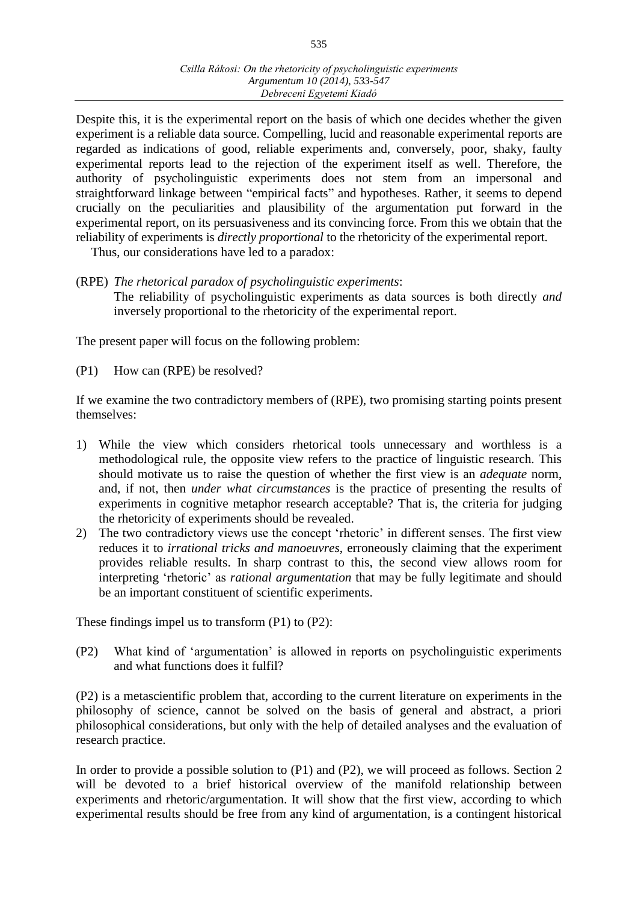Despite this, it is the experimental report on the basis of which one decides whether the given experiment is a reliable data source. Compelling, lucid and reasonable experimental reports are regarded as indications of good, reliable experiments and, conversely, poor, shaky, faulty experimental reports lead to the rejection of the experiment itself as well. Therefore, the authority of psycholinguistic experiments does not stem from an impersonal and straightforward linkage between "empirical facts" and hypotheses. Rather, it seems to depend crucially on the peculiarities and plausibility of the argumentation put forward in the experimental report, on its persuasiveness and its convincing force. From this we obtain that the reliability of experiments is *directly proportional* to the rhetoricity of the experimental report.

Thus, our considerations have led to a paradox:

(RPE) *The rhetorical paradox of psycholinguistic experiments*:
The reliability of psycholinguistic experiments as data sources is both directly *and* inversely proportional to the rhetoricity of the experimental report.

The present paper will focus on the following problem:

(P1) How can (RPE) be resolved?

If we examine the two contradictory members of (RPE), two promising starting points present themselves:

1) While the view which considers rhetorical tools unnecessary and worthless is a methodological rule, the opposite view refers to the practice of linguistic research. This should motivate us to raise the question of whether the first view is an *adequate* norm, and, if not, then *under what circumstances* is the practice of presenting the results of experiments in cognitive metaphor research acceptable? That is, the criteria for judging the rhetoricity of experiments should be revealed.
2) The two contradictory views use the concept 'rhetoric' in different senses. The first view reduces it to *irrational tricks and manoeuvres*, erroneously claiming that the experiment provides reliable results. In sharp contrast to this, the second view allows room for interpreting 'rhetoric' as *rational argumentation* that may be fully legitimate and should be an important constituent of scientific experiments.

These findings impel us to transform (P1) to (P2):

(P2) What kind of 'argumentation' is allowed in reports on psycholinguistic experiments and what functions does it fulfil?

(P2) is a metascientific problem that, according to the current literature on experiments in the philosophy of science, cannot be solved on the basis of general and abstract, a priori philosophical considerations, but only with the help of detailed analyses and the evaluation of research practice.

In order to provide a possible solution to (P1) and (P2), we will proceed as follows. Section 2 will be devoted to a brief historical overview of the manifold relationship between experiments and rhetoric/argumentation. It will show that the first view, according to which experimental results should be free from any kind of argumentation, is a contingent historical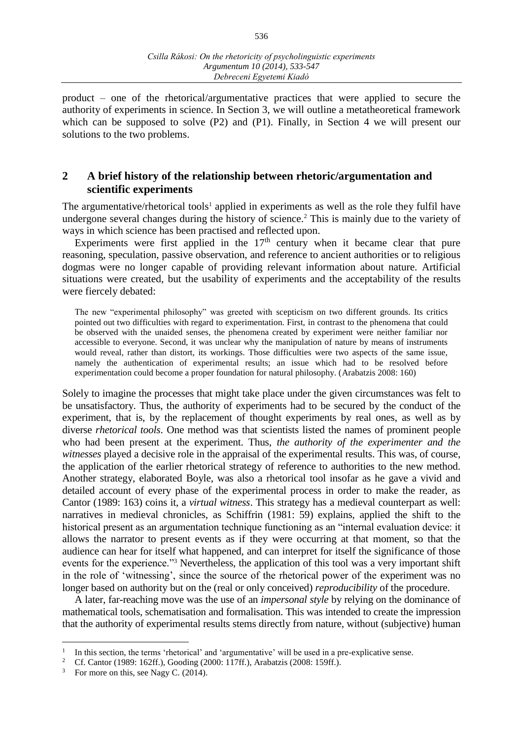product – one of the rhetorical/argumentative practices that were applied to secure the authority of experiments in science. In Section 3, we will outline a metatheoretical framework which can be supposed to solve (P2) and (P1). Finally, in Section 4 we will present our solutions to the two problems.

## 2 A brief history of the relationship between rhetoric/argumentation and scientific experiments

The argumentative/rhetorical tools[1] applied in experiments as well as the role they fulfil have undergone several changes during the history of science.[2] This is mainly due to the variety of ways in which science has been practised and reflected upon.

Experiments were first applied in the 17th century when it became clear that pure reasoning, speculation, passive observation, and reference to ancient authorities or to religious dogmas were no longer capable of providing relevant information about nature. Artificial situations were created, but the usability of experiments and the acceptability of the results were fiercely debated:

> The new "experimental philosophy" was greeted with scepticism on two different grounds. Its critics pointed out two difficulties with regard to experimentation. First, in contrast to the phenomena that could be observed with the unaided senses, the phenomena created by experiment were neither familiar nor accessible to everyone. Second, it was unclear why the manipulation of nature by means of instruments would reveal, rather than distort, its workings. Those difficulties were two aspects of the same issue, namely the authentication of experimental results; an issue which had to be resolved before experimentation could become a proper foundation for natural philosophy. (Arabatzis 2008: 160)

Solely to imagine the processes that might take place under the given circumstances was felt to be unsatisfactory. Thus, the authority of experiments had to be secured by the conduct of the experiment, that is, by the replacement of thought experiments by real ones, as well as by diverse *rhetorical tools*. One method was that scientists listed the names of prominent people who had been present at the experiment. Thus, *the authority of the experimenter and the witnesses* played a decisive role in the appraisal of the experimental results. This was, of course, the application of the earlier rhetorical strategy of reference to authorities to the new method. Another strategy, elaborated Boyle, was also a rhetorical tool insofar as he gave a vivid and detailed account of every phase of the experimental process in order to make the reader, as Cantor (1989: 163) coins it, a *virtual witness*. This strategy has a medieval counterpart as well: narratives in medieval chronicles, as Schiffrin (1981: 59) explains, applied the shift to the historical present as an argumentation technique functioning as an "internal evaluation device: it allows the narrator to present events as if they were occurring at that moment, so that the audience can hear for itself what happened, and can interpret for itself the significance of those events for the experience."[3] Nevertheless, the application of this tool was a very important shift in the role of 'witnessing', since the source of the rhetorical power of the experiment was no longer based on authority but on the (real or only conceived) *reproducibility* of the procedure.

A later, far-reaching move was the use of an *impersonal style* by relying on the dominance of mathematical tools, schematisation and formalisation. This was intended to create the impression that the authority of experimental results stems directly from nature, without (subjective) human

---

[1] In this section, the terms 'rhetorical' and 'argumentative' will be used in a pre-explicative sense.

[2] Cf. Cantor (1989: 162ff.), Gooding (2000: 117ff.), Arabatzis (2008: 159ff.).

[3] For more on this, see Nagy C. (2014).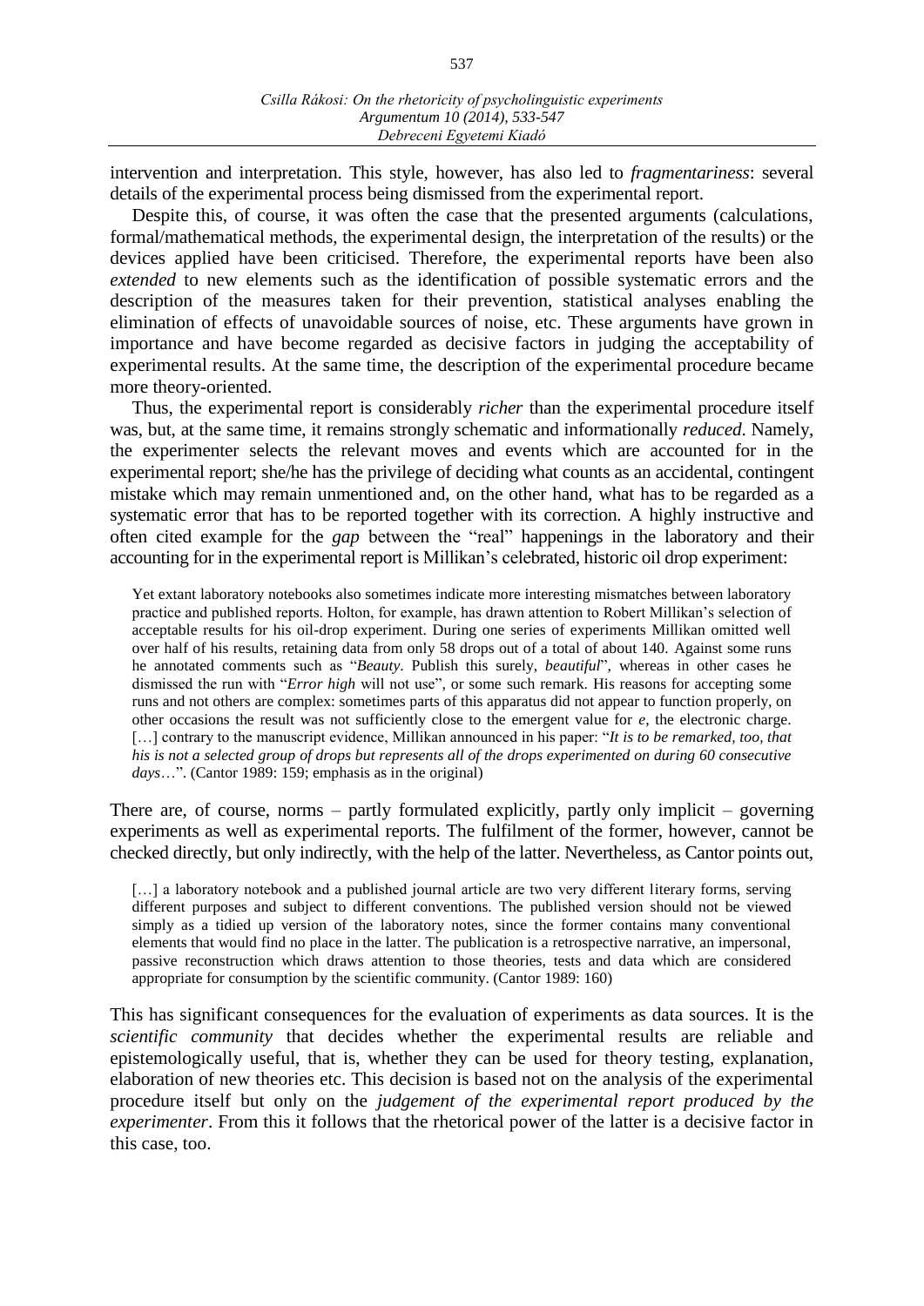intervention and interpretation. This style, however, has also led to *fragmentariness*: several details of the experimental process being dismissed from the experimental report.

Despite this, of course, it was often the case that the presented arguments (calculations, formal/mathematical methods, the experimental design, the interpretation of the results) or the devices applied have been criticised. Therefore, the experimental reports have been also *extended* to new elements such as the identification of possible systematic errors and the description of the measures taken for their prevention, statistical analyses enabling the elimination of effects of unavoidable sources of noise, etc. These arguments have grown in importance and have become regarded as decisive factors in judging the acceptability of experimental results. At the same time, the description of the experimental procedure became more theory-oriented.

Thus, the experimental report is considerably *richer* than the experimental procedure itself was, but, at the same time, it remains strongly schematic and informationally *reduced*. Namely, the experimenter selects the relevant moves and events which are accounted for in the experimental report; she/he has the privilege of deciding what counts as an accidental, contingent mistake which may remain unmentioned and, on the other hand, what has to be regarded as a systematic error that has to be reported together with its correction. A highly instructive and often cited example for the *gap* between the "real" happenings in the laboratory and their accounting for in the experimental report is Millikan's celebrated, historic oil drop experiment:

> Yet extant laboratory notebooks also sometimes indicate more interesting mismatches between laboratory practice and published reports. Holton, for example, has drawn attention to Robert Millikan's selection of acceptable results for his oil-drop experiment. During one series of experiments Millikan omitted well over half of his results, retaining data from only 58 drops out of a total of about 140. Against some runs he annotated comments such as "*Beauty*. Publish this surely, *beautiful*", whereas in other cases he dismissed the run with "*Error high* will not use", or some such remark. His reasons for accepting some runs and not others are complex: sometimes parts of this apparatus did not appear to function properly, on other occasions the result was not sufficiently close to the emergent value for *e*, the electronic charge. […] contrary to the manuscript evidence, Millikan announced in his paper: "*It is to be remarked, too, that his is not a selected group of drops but represents all of the drops experimented on during 60 consecutive days*…". (Cantor 1989: 159; emphasis as in the original)

There are, of course, norms – partly formulated explicitly, partly only implicit – governing experiments as well as experimental reports. The fulfilment of the former, however, cannot be checked directly, but only indirectly, with the help of the latter. Nevertheless, as Cantor points out,

> […] a laboratory notebook and a published journal article are two very different literary forms, serving different purposes and subject to different conventions. The published version should not be viewed simply as a tidied up version of the laboratory notes, since the former contains many conventional elements that would find no place in the latter. The publication is a retrospective narrative, an impersonal, passive reconstruction which draws attention to those theories, tests and data which are considered appropriate for consumption by the scientific community. (Cantor 1989: 160)

This has significant consequences for the evaluation of experiments as data sources. It is the *scientific community* that decides whether the experimental results are reliable and epistemologically useful, that is, whether they can be used for theory testing, explanation, elaboration of new theories etc. This decision is based not on the analysis of the experimental procedure itself but only on the *judgement of the experimental report produced by the experimenter*. From this it follows that the rhetorical power of the latter is a decisive factor in this case, too.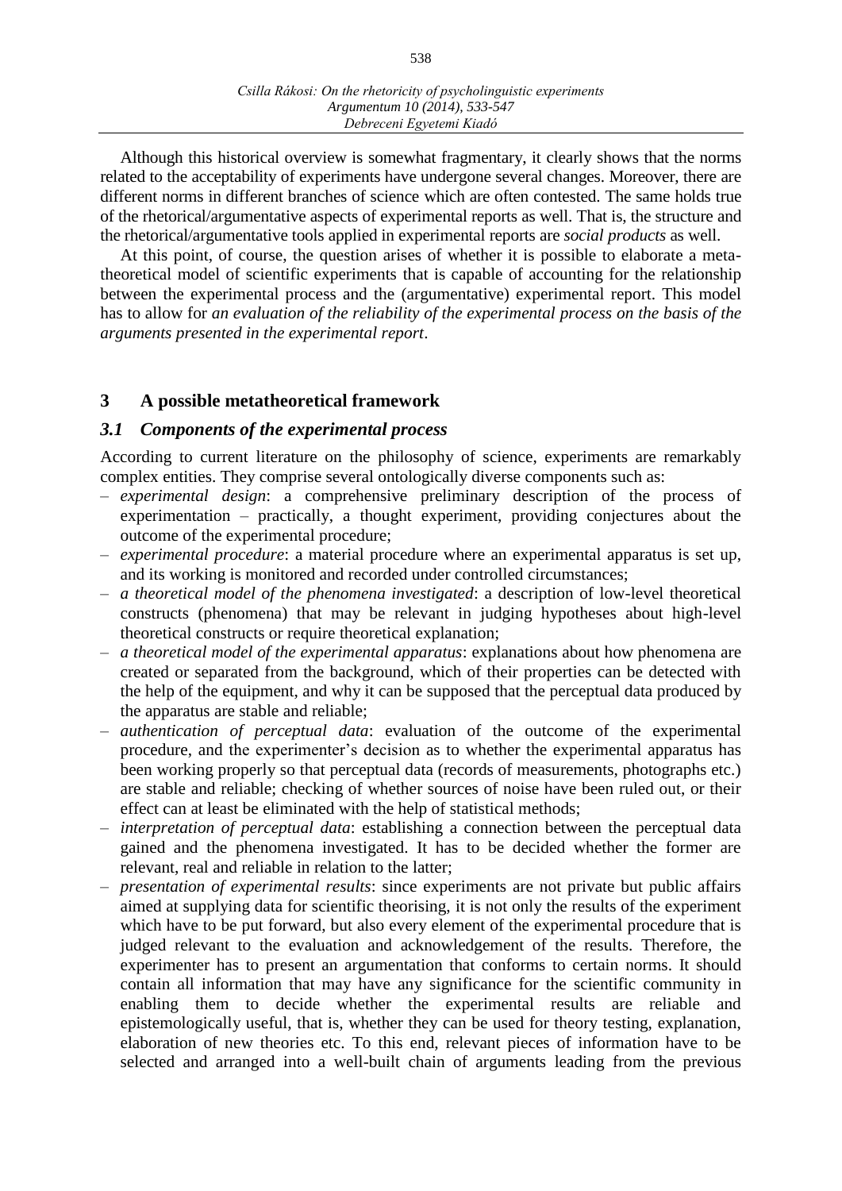Although this historical overview is somewhat fragmentary, it clearly shows that the norms related to the acceptability of experiments have undergone several changes. Moreover, there are different norms in different branches of science which are often contested. The same holds true of the rhetorical/argumentative aspects of experimental reports as well. That is, the structure and the rhetorical/argumentative tools applied in experimental reports are *social products* as well.

At this point, of course, the question arises of whether it is possible to elaborate a metatheoretical model of scientific experiments that is capable of accounting for the relationship between the experimental process and the (argumentative) experimental report. This model has to allow for *an evaluation of the reliability of the experimental process on the basis of the arguments presented in the experimental report*.

## 3 A possible metatheoretical framework

### *3.1 Components of the experimental process*

According to current literature on the philosophy of science, experiments are remarkably complex entities. They comprise several ontologically diverse components such as:

– *experimental design*: a comprehensive preliminary description of the process of experimentation – practically, a thought experiment, providing conjectures about the outcome of the experimental procedure;
– *experimental procedure*: a material procedure where an experimental apparatus is set up, and its working is monitored and recorded under controlled circumstances;
– *a theoretical model of the phenomena investigated*: a description of low-level theoretical constructs (phenomena) that may be relevant in judging hypotheses about high-level theoretical constructs or require theoretical explanation;
– *a theoretical model of the experimental apparatus*: explanations about how phenomena are created or separated from the background, which of their properties can be detected with the help of the equipment, and why it can be supposed that the perceptual data produced by the apparatus are stable and reliable;
– *authentication of perceptual data*: evaluation of the outcome of the experimental procedure, and the experimenter's decision as to whether the experimental apparatus has been working properly so that perceptual data (records of measurements, photographs etc.) are stable and reliable; checking of whether sources of noise have been ruled out, or their effect can at least be eliminated with the help of statistical methods;
– *interpretation of perceptual data*: establishing a connection between the perceptual data gained and the phenomena investigated. It has to be decided whether the former are relevant, real and reliable in relation to the latter;
– *presentation of experimental results*: since experiments are not private but public affairs aimed at supplying data for scientific theorising, it is not only the results of the experiment which have to be put forward, but also every element of the experimental procedure that is judged relevant to the evaluation and acknowledgement of the results. Therefore, the experimenter has to present an argumentation that conforms to certain norms. It should contain all information that may have any significance for the scientific community in enabling them to decide whether the experimental results are reliable and epistemologically useful, that is, whether they can be used for theory testing, explanation, elaboration of new theories etc. To this end, relevant pieces of information have to be selected and arranged into a well-built chain of arguments leading from the previous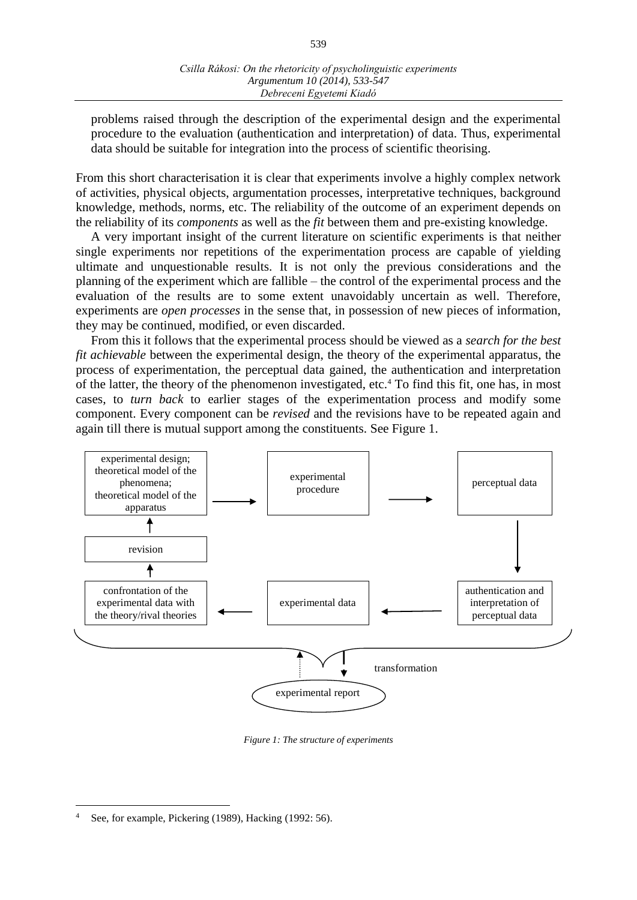problems raised through the description of the experimental design and the experimental procedure to the evaluation (authentication and interpretation) of data. Thus, experimental data should be suitable for integration into the process of scientific theorising.

From this short characterisation it is clear that experiments involve a highly complex network of activities, physical objects, argumentation processes, interpretative techniques, background knowledge, methods, norms, etc. The reliability of the outcome of an experiment depends on the reliability of its *components* as well as the *fit* between them and pre-existing knowledge.

A very important insight of the current literature on scientific experiments is that neither single experiments nor repetitions of the experimentation process are capable of yielding ultimate and unquestionable results. It is not only the previous considerations and the planning of the experiment which are fallible – the control of the experimental process and the evaluation of the results are to some extent unavoidably uncertain as well. Therefore, experiments are *open processes* in the sense that, in possession of new pieces of information, they may be continued, modified, or even discarded.

From this it follows that the experimental process should be viewed as a *search for the best fit achievable* between the experimental design, the theory of the experimental apparatus, the process of experimentation, the perceptual data gained, the authentication and interpretation of the latter, the theory of the phenomenon investigated, etc.[4] To find this fit, one has, in most cases, to *turn back* to earlier stages of the experimentation process and modify some component. Every component can be *revised* and the revisions have to be repeated again and again till there is mutual support among the constituents. See Figure 1.

experimental design; theoretical model of the phenomena; theoretical model of the apparatus → experimental procedure → perceptual data → authentication and interpretation of perceptual data → experimental data → confrontation of the experimental data with the theory/rival theories → revision → experimental design; theoretical model of the phenomena; theoretical model of the apparatus

transformation → experimental report

*Figure 1: The structure of experiments*

[4] See, for example, Pickering (1989), Hacking (1992: 56).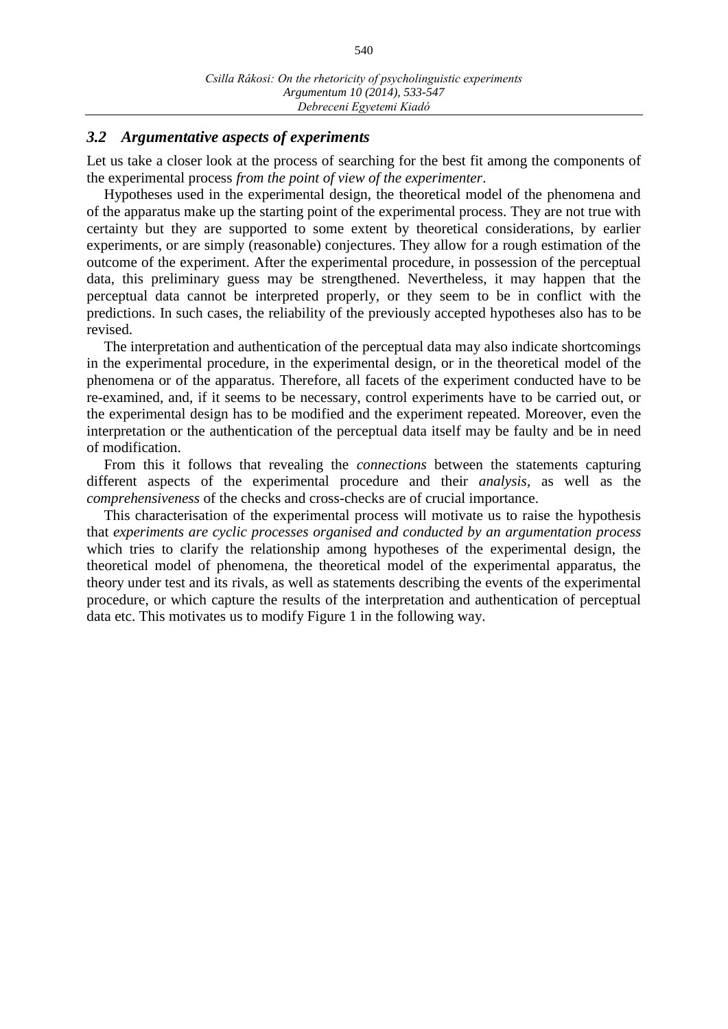### 3.2 Argumentative aspects of experiments

Let us take a closer look at the process of searching for the best fit among the components of the experimental process *from the point of view of the experimenter*.

Hypotheses used in the experimental design, the theoretical model of the phenomena and of the apparatus make up the starting point of the experimental process. They are not true with certainty but they are supported to some extent by theoretical considerations, by earlier experiments, or are simply (reasonable) conjectures. They allow for a rough estimation of the outcome of the experiment. After the experimental procedure, in possession of the perceptual data, this preliminary guess may be strengthened. Nevertheless, it may happen that the perceptual data cannot be interpreted properly, or they seem to be in conflict with the predictions. In such cases, the reliability of the previously accepted hypotheses also has to be revised.

The interpretation and authentication of the perceptual data may also indicate shortcomings in the experimental procedure, in the experimental design, or in the theoretical model of the phenomena or of the apparatus. Therefore, all facets of the experiment conducted have to be re-examined, and, if it seems to be necessary, control experiments have to be carried out, or the experimental design has to be modified and the experiment repeated. Moreover, even the interpretation or the authentication of the perceptual data itself may be faulty and be in need of modification.

From this it follows that revealing the *connections* between the statements capturing different aspects of the experimental procedure and their *analysis*, as well as the *comprehensiveness* of the checks and cross-checks are of crucial importance.

This characterisation of the experimental process will motivate us to raise the hypothesis that *experiments are cyclic processes organised and conducted by an argumentation process* which tries to clarify the relationship among hypotheses of the experimental design, the theoretical model of phenomena, the theoretical model of the experimental apparatus, the theory under test and its rivals, as well as statements describing the events of the experimental procedure, or which capture the results of the interpretation and authentication of perceptual data etc. This motivates us to modify Figure 1 in the following way.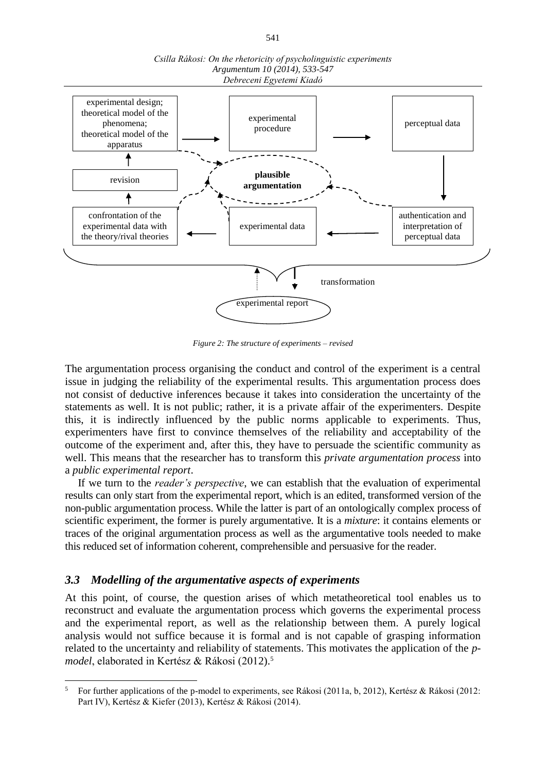experimental design; theoretical model of the phenomena; theoretical model of the apparatus

experimental procedure

perceptual data

revision

**plausible argumentation**

confrontation of the experimental data with the theory/rival theories

experimental data

authentication and interpretation of perceptual data

transformation

experimental report

*Figure 2: The structure of experiments – revised*

The argumentation process organising the conduct and control of the experiment is a central issue in judging the reliability of the experimental results. This argumentation process does not consist of deductive inferences because it takes into consideration the uncertainty of the statements as well. It is not public; rather, it is a private affair of the experimenters. Despite this, it is indirectly influenced by the public norms applicable to experiments. Thus, experimenters have first to convince themselves of the reliability and acceptability of the outcome of the experiment and, after this, they have to persuade the scientific community as well. This means that the researcher has to transform this *private argumentation process* into a *public experimental report*.

If we turn to the *reader's perspective*, we can establish that the evaluation of experimental results can only start from the experimental report, which is an edited, transformed version of the non-public argumentation process. While the latter is part of an ontologically complex process of scientific experiment, the former is purely argumentative. It is a *mixture*: it contains elements or traces of the original argumentation process as well as the argumentative tools needed to make this reduced set of information coherent, comprehensible and persuasive for the reader.

### *3.3 Modelling of the argumentative aspects of experiments*

At this point, of course, the question arises of which metatheoretical tool enables us to reconstruct and evaluate the argumentation process which governs the experimental process and the experimental report, as well as the relationship between them. A purely logical analysis would not suffice because it is formal and is not capable of grasping information related to the uncertainty and reliability of statements. This motivates the application of the *p-model*, elaborated in Kertész & Rákosi (2012).[5]

[5] For further applications of the p-model to experiments, see Rákosi (2011a, b, 2012), Kertész & Rákosi (2012: Part IV), Kertész & Kiefer (2013), Kertész & Rákosi (2014).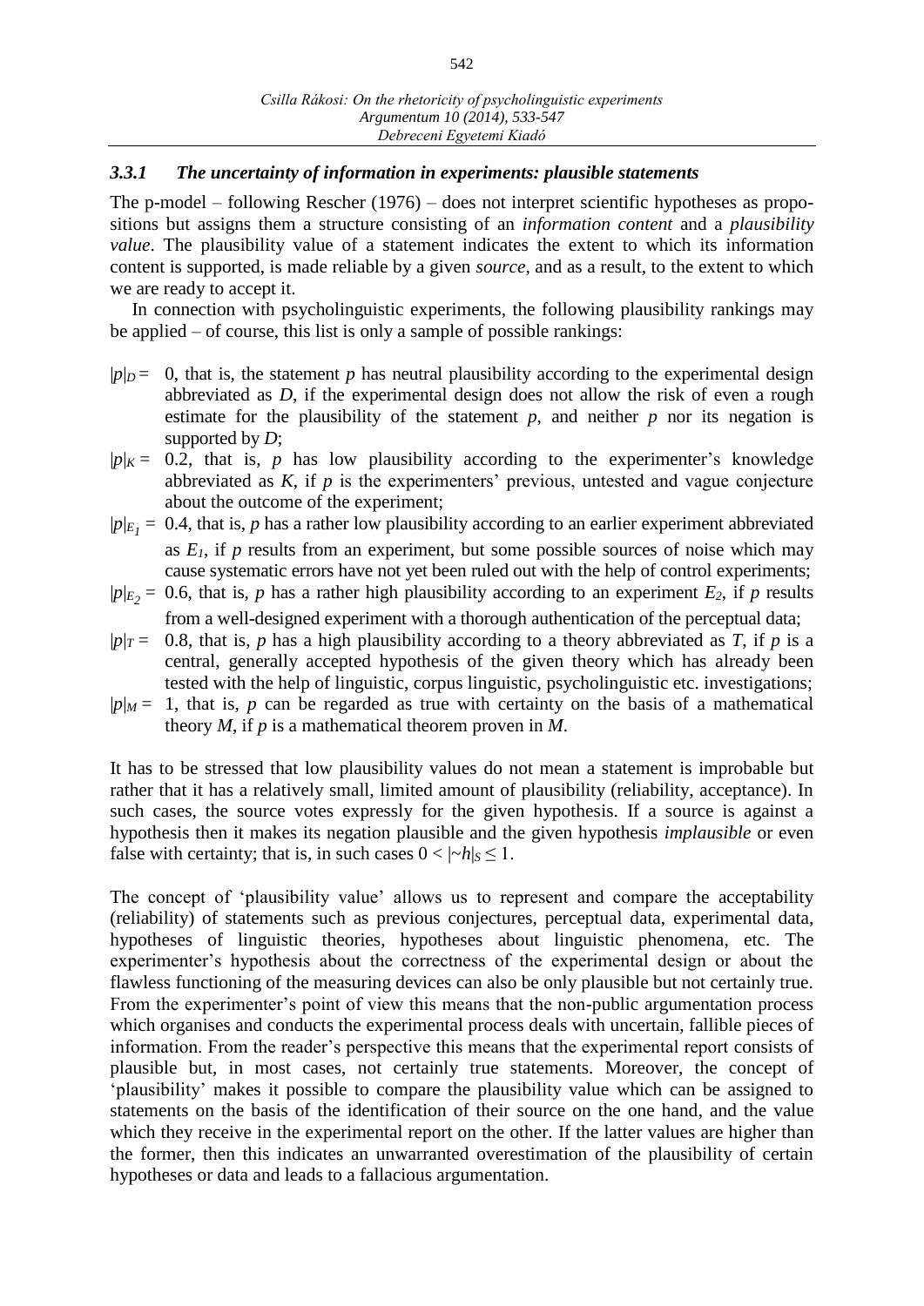### *3.3.1 The uncertainty of information in experiments: plausible statements*

The p-model – following Rescher (1976) – does not interpret scientific hypotheses as propositions but assigns them a structure consisting of an *information content* and a *plausibility value*. The plausibility value of a statement indicates the extent to which its information content is supported, is made reliable by a given *source*, and as a result, to the extent to which we are ready to accept it.

In connection with psycholinguistic experiments, the following plausibility rankings may be applied – of course, this list is only a sample of possible rankings:

- $|p|_D =$ 0, that is, the statement *p* has neutral plausibility according to the experimental design abbreviated as *D*, if the experimental design does not allow the risk of even a rough estimate for the plausibility of the statement *p*, and neither *p* nor its negation is supported by *D*;
- $|p|_K =$ 0.2, that is, *p* has low plausibility according to the experimenter's knowledge abbreviated as *K*, if *p* is the experimenters' previous, untested and vague conjecture about the outcome of the experiment;
- $|p|_{E_1} =$ 0.4, that is, *p* has a rather low plausibility according to an earlier experiment abbreviated as $E_1$, if *p* results from an experiment, but some possible sources of noise which may cause systematic errors have not yet been ruled out with the help of control experiments;
- $|p|_{E_2} =$ 0.6, that is, *p* has a rather high plausibility according to an experiment $E_2$, if *p* results from a well-designed experiment with a thorough authentication of the perceptual data;
- $|p|_T =$ 0.8, that is, *p* has a high plausibility according to a theory abbreviated as *T*, if *p* is a central, generally accepted hypothesis of the given theory which has already been tested with the help of linguistic, corpus linguistic, psycholinguistic etc. investigations;
- $|p|_M =$ 1, that is, *p* can be regarded as true with certainty on the basis of a mathematical theory *M*, if *p* is a mathematical theorem proven in *M*.

It has to be stressed that low plausibility values do not mean a statement is improbable but rather that it has a relatively small, limited amount of plausibility (reliability, acceptance). In such cases, the source votes expressly for the given hypothesis. If a source is against a hypothesis then it makes its negation plausible and the given hypothesis *implausible* or even false with certainty; that is, in such cases $0 < |{\sim}h|_S \leq 1$.

The concept of 'plausibility value' allows us to represent and compare the acceptability (reliability) of statements such as previous conjectures, perceptual data, experimental data, hypotheses of linguistic theories, hypotheses about linguistic phenomena, etc. The experimenter's hypothesis about the correctness of the experimental design or about the flawless functioning of the measuring devices can also be only plausible but not certainly true. From the experimenter's point of view this means that the non-public argumentation process which organises and conducts the experimental process deals with uncertain, fallible pieces of information. From the reader's perspective this means that the experimental report consists of plausible but, in most cases, not certainly true statements. Moreover, the concept of 'plausibility' makes it possible to compare the plausibility value which can be assigned to statements on the basis of the identification of their source on the one hand, and the value which they receive in the experimental report on the other. If the latter values are higher than the former, then this indicates an unwarranted overestimation of the plausibility of certain hypotheses or data and leads to a fallacious argumentation.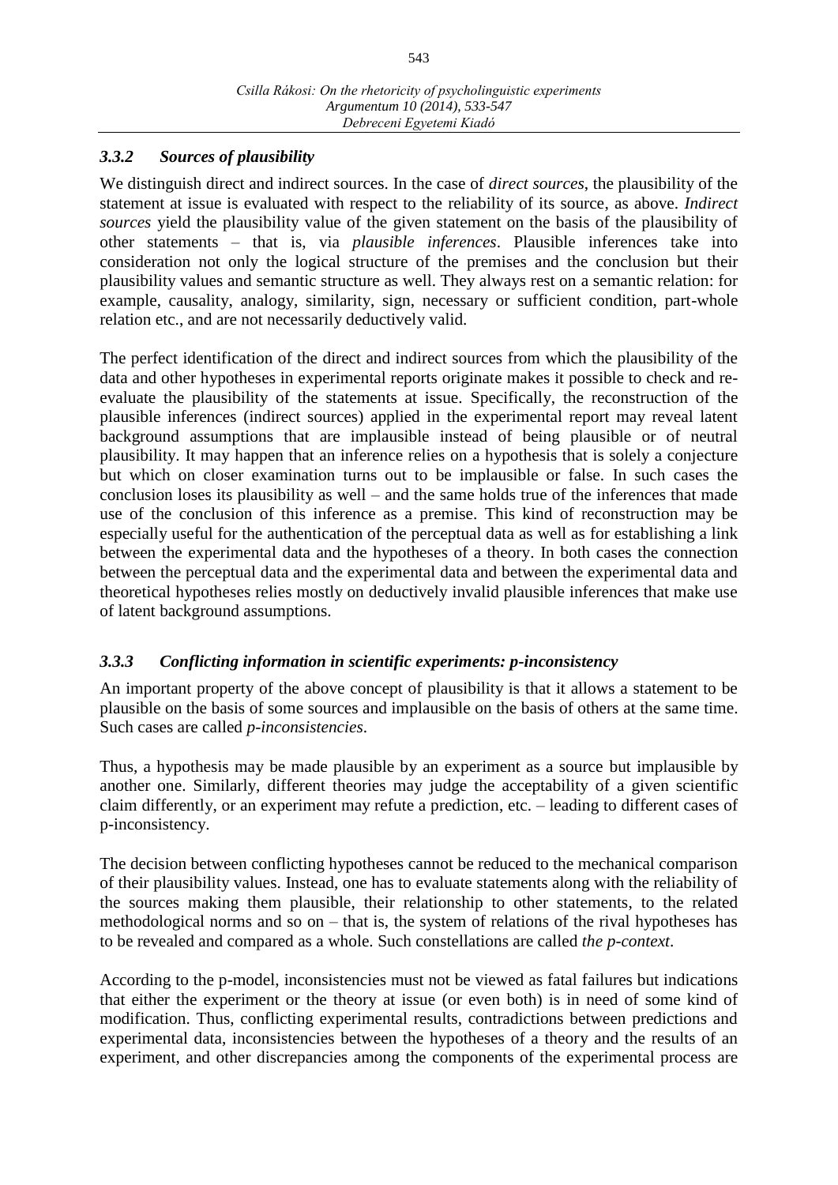### *3.3.2 Sources of plausibility*

We distinguish direct and indirect sources. In the case of *direct sources*, the plausibility of the statement at issue is evaluated with respect to the reliability of its source, as above. *Indirect sources* yield the plausibility value of the given statement on the basis of the plausibility of other statements – that is, via *plausible inferences*. Plausible inferences take into consideration not only the logical structure of the premises and the conclusion but their plausibility values and semantic structure as well. They always rest on a semantic relation: for example, causality, analogy, similarity, sign, necessary or sufficient condition, part-whole relation etc., and are not necessarily deductively valid.

The perfect identification of the direct and indirect sources from which the plausibility of the data and other hypotheses in experimental reports originate makes it possible to check and re-evaluate the plausibility of the statements at issue. Specifically, the reconstruction of the plausible inferences (indirect sources) applied in the experimental report may reveal latent background assumptions that are implausible instead of being plausible or of neutral plausibility. It may happen that an inference relies on a hypothesis that is solely a conjecture but which on closer examination turns out to be implausible or false. In such cases the conclusion loses its plausibility as well – and the same holds true of the inferences that made use of the conclusion of this inference as a premise. This kind of reconstruction may be especially useful for the authentication of the perceptual data as well as for establishing a link between the experimental data and the hypotheses of a theory. In both cases the connection between the perceptual data and the experimental data and between the experimental data and theoretical hypotheses relies mostly on deductively invalid plausible inferences that make use of latent background assumptions.

### *3.3.3 Conflicting information in scientific experiments: p-inconsistency*

An important property of the above concept of plausibility is that it allows a statement to be plausible on the basis of some sources and implausible on the basis of others at the same time. Such cases are called *p-inconsistencies*.

Thus, a hypothesis may be made plausible by an experiment as a source but implausible by another one. Similarly, different theories may judge the acceptability of a given scientific claim differently, or an experiment may refute a prediction, etc. – leading to different cases of p-inconsistency.

The decision between conflicting hypotheses cannot be reduced to the mechanical comparison of their plausibility values. Instead, one has to evaluate statements along with the reliability of the sources making them plausible, their relationship to other statements, to the related methodological norms and so on – that is, the system of relations of the rival hypotheses has to be revealed and compared as a whole. Such constellations are called *the p-context*.

According to the p-model, inconsistencies must not be viewed as fatal failures but indications that either the experiment or the theory at issue (or even both) is in need of some kind of modification. Thus, conflicting experimental results, contradictions between predictions and experimental data, inconsistencies between the hypotheses of a theory and the results of an experiment, and other discrepancies among the components of the experimental process are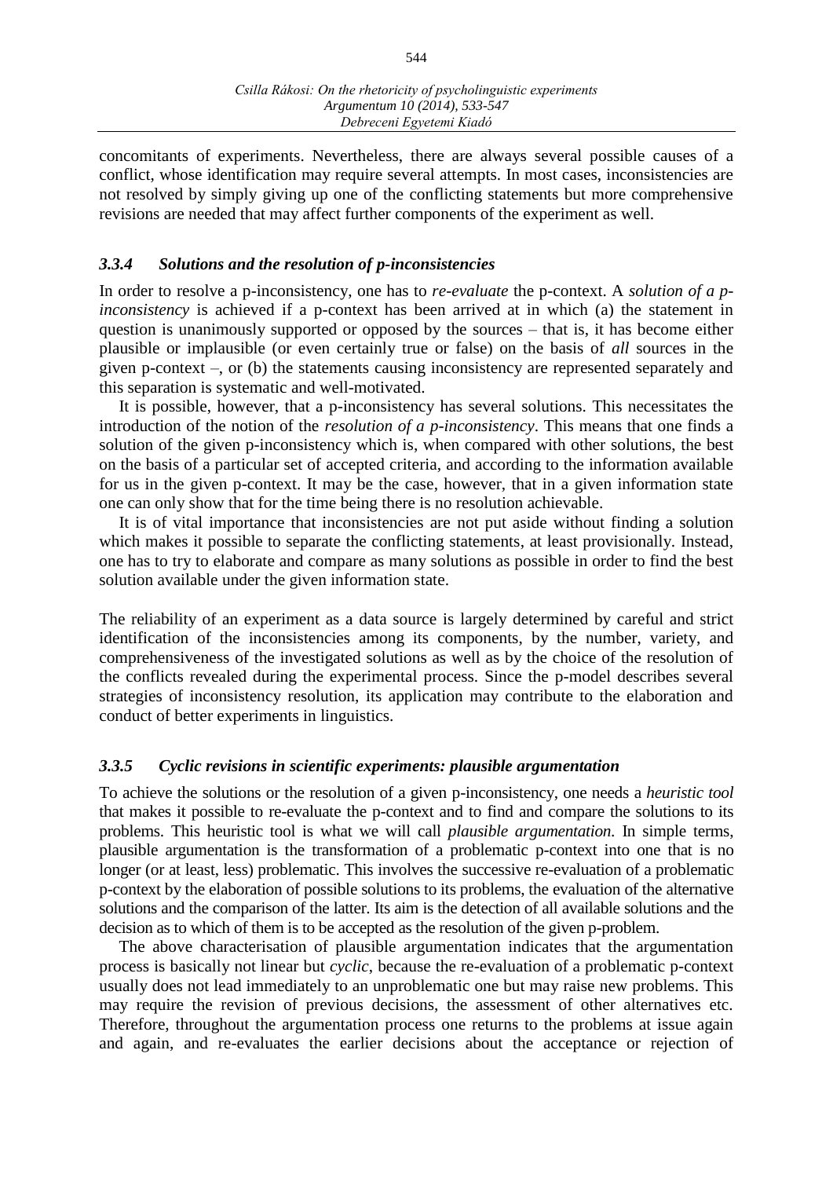concomitants of experiments. Nevertheless, there are always several possible causes of a conflict, whose identification may require several attempts. In most cases, inconsistencies are not resolved by simply giving up one of the conflicting statements but more comprehensive revisions are needed that may affect further components of the experiment as well.

### *3.3.4 Solutions and the resolution of p-inconsistencies*

In order to resolve a p-inconsistency, one has to *re-evaluate* the p-context. A *solution of a p-inconsistency* is achieved if a p-context has been arrived at in which (a) the statement in question is unanimously supported or opposed by the sources – that is, it has become either plausible or implausible (or even certainly true or false) on the basis of *all* sources in the given p-context –, or (b) the statements causing inconsistency are represented separately and this separation is systematic and well-motivated.

It is possible, however, that a p-inconsistency has several solutions. This necessitates the introduction of the notion of the *resolution of a p-inconsistency*. This means that one finds a solution of the given p-inconsistency which is, when compared with other solutions, the best on the basis of a particular set of accepted criteria, and according to the information available for us in the given p-context. It may be the case, however, that in a given information state one can only show that for the time being there is no resolution achievable.

It is of vital importance that inconsistencies are not put aside without finding a solution which makes it possible to separate the conflicting statements, at least provisionally. Instead, one has to try to elaborate and compare as many solutions as possible in order to find the best solution available under the given information state.

The reliability of an experiment as a data source is largely determined by careful and strict identification of the inconsistencies among its components, by the number, variety, and comprehensiveness of the investigated solutions as well as by the choice of the resolution of the conflicts revealed during the experimental process. Since the p-model describes several strategies of inconsistency resolution, its application may contribute to the elaboration and conduct of better experiments in linguistics.

### *3.3.5 Cyclic revisions in scientific experiments: plausible argumentation*

To achieve the solutions or the resolution of a given p-inconsistency, one needs a *heuristic tool* that makes it possible to re-evaluate the p-context and to find and compare the solutions to its problems. This heuristic tool is what we will call *plausible argumentation.* In simple terms, plausible argumentation is the transformation of a problematic p-context into one that is no longer (or at least, less) problematic. This involves the successive re-evaluation of a problematic p-context by the elaboration of possible solutions to its problems, the evaluation of the alternative solutions and the comparison of the latter. Its aim is the detection of all available solutions and the decision as to which of them is to be accepted as the resolution of the given p-problem.

The above characterisation of plausible argumentation indicates that the argumentation process is basically not linear but *cyclic*, because the re-evaluation of a problematic p-context usually does not lead immediately to an unproblematic one but may raise new problems. This may require the revision of previous decisions, the assessment of other alternatives etc. Therefore, throughout the argumentation process one returns to the problems at issue again and again, and re-evaluates the earlier decisions about the acceptance or rejection of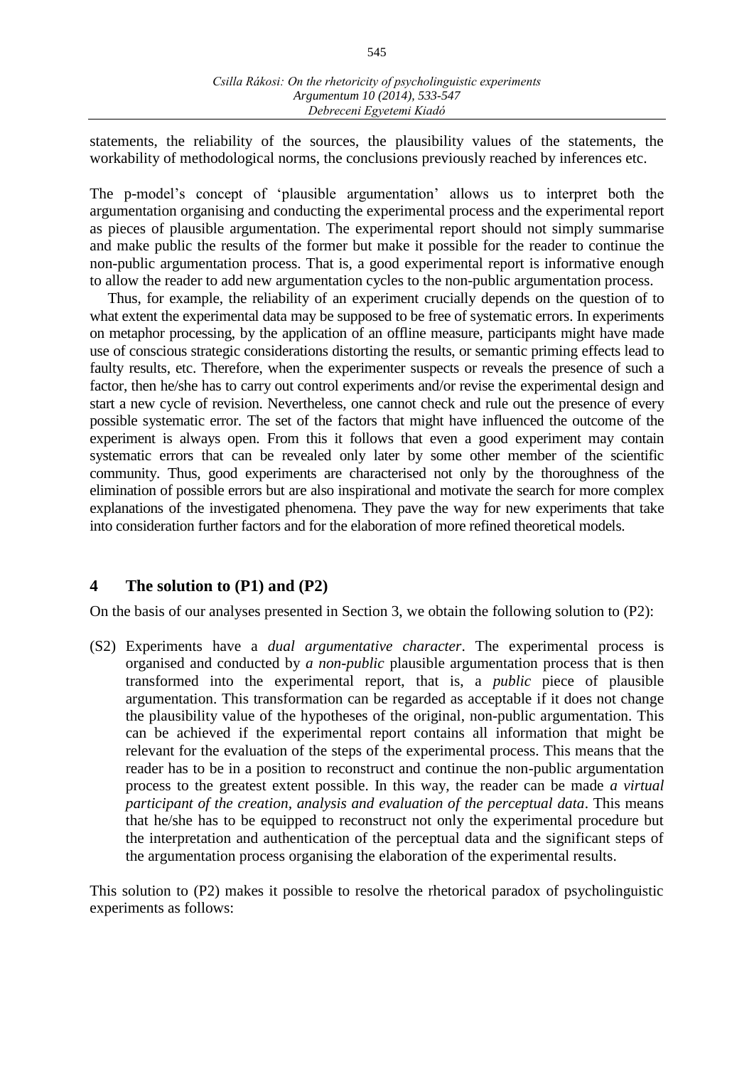statements, the reliability of the sources, the plausibility values of the statements, the workability of methodological norms, the conclusions previously reached by inferences etc.

The p-model's concept of 'plausible argumentation' allows us to interpret both the argumentation organising and conducting the experimental process and the experimental report as pieces of plausible argumentation. The experimental report should not simply summarise and make public the results of the former but make it possible for the reader to continue the non-public argumentation process. That is, a good experimental report is informative enough to allow the reader to add new argumentation cycles to the non-public argumentation process.

Thus, for example, the reliability of an experiment crucially depends on the question of to what extent the experimental data may be supposed to be free of systematic errors. In experiments on metaphor processing, by the application of an offline measure, participants might have made use of conscious strategic considerations distorting the results, or semantic priming effects lead to faulty results, etc. Therefore, when the experimenter suspects or reveals the presence of such a factor, then he/she has to carry out control experiments and/or revise the experimental design and start a new cycle of revision. Nevertheless, one cannot check and rule out the presence of every possible systematic error. The set of the factors that might have influenced the outcome of the experiment is always open. From this it follows that even a good experiment may contain systematic errors that can be revealed only later by some other member of the scientific community. Thus, good experiments are characterised not only by the thoroughness of the elimination of possible errors but are also inspirational and motivate the search for more complex explanations of the investigated phenomena. They pave the way for new experiments that take into consideration further factors and for the elaboration of more refined theoretical models.

## 4 The solution to (P1) and (P2)

On the basis of our analyses presented in Section 3, we obtain the following solution to (P2):

(S2) Experiments have a *dual argumentative character*. The experimental process is organised and conducted by *a non-public* plausible argumentation process that is then transformed into the experimental report, that is, a *public* piece of plausible argumentation. This transformation can be regarded as acceptable if it does not change the plausibility value of the hypotheses of the original, non-public argumentation. This can be achieved if the experimental report contains all information that might be relevant for the evaluation of the steps of the experimental process. This means that the reader has to be in a position to reconstruct and continue the non-public argumentation process to the greatest extent possible. In this way, the reader can be made *a virtual participant of the creation, analysis and evaluation of the perceptual data*. This means that he/she has to be equipped to reconstruct not only the experimental procedure but the interpretation and authentication of the perceptual data and the significant steps of the argumentation process organising the elaboration of the experimental results.

This solution to (P2) makes it possible to resolve the rhetorical paradox of psycholinguistic experiments as follows: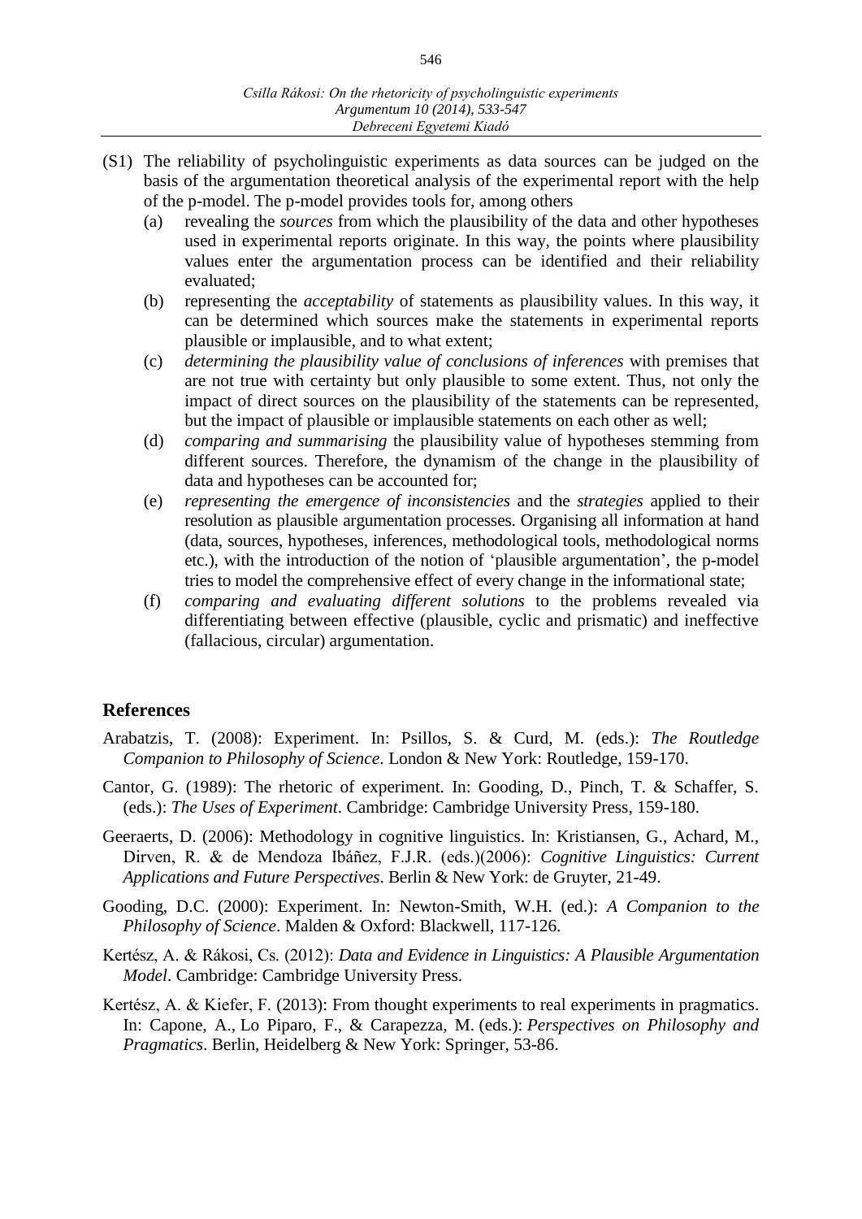(S1) The reliability of psycholinguistic experiments as data sources can be judged on the basis of the argumentation theoretical analysis of the experimental report with the help of the p-model. The p-model provides tools for, among others

(a) revealing the *sources* from which the plausibility of the data and other hypotheses used in experimental reports originate. In this way, the points where plausibility values enter the argumentation process can be identified and their reliability evaluated;

(b) representing the *acceptability* of statements as plausibility values. In this way, it can be determined which sources make the statements in experimental reports plausible or implausible, and to what extent;

(c) *determining the plausibility value of conclusions of inferences* with premises that are not true with certainty but only plausible to some extent. Thus, not only the impact of direct sources on the plausibility of the statements can be represented, but the impact of plausible or implausible statements on each other as well;

(d) *comparing and summarising* the plausibility value of hypotheses stemming from different sources. Therefore, the dynamism of the change in the plausibility of data and hypotheses can be accounted for;

(e) *representing the emergence of inconsistencies* and the *strategies* applied to their resolution as plausible argumentation processes. Organising all information at hand (data, sources, hypotheses, inferences, methodological tools, methodological norms etc.), with the introduction of the notion of 'plausible argumentation', the p-model tries to model the comprehensive effect of every change in the informational state;

(f) *comparing and evaluating different solutions* to the problems revealed via differentiating between effective (plausible, cyclic and prismatic) and ineffective (fallacious, circular) argumentation.

## References

Arabatzis, T. (2008): Experiment. In: Psillos, S. & Curd, M. (eds.): *The Routledge Companion to Philosophy of Science*. London & New York: Routledge, 159-170.

Cantor, G. (1989): The rhetoric of experiment. In: Gooding, D., Pinch, T. & Schaffer, S. (eds.): *The Uses of Experiment*. Cambridge: Cambridge University Press, 159-180.

Geeraerts, D. (2006): Methodology in cognitive linguistics. In: Kristiansen, G., Achard, M., Dirven, R. & de Mendoza Ibáñez, F.J.R. (eds.)(2006): *Cognitive Linguistics: Current Applications and Future Perspectives*. Berlin & New York: de Gruyter, 21-49.

Gooding, D.C. (2000): Experiment. In: Newton-Smith, W.H. (ed.): *A Companion to the Philosophy of Science*. Malden & Oxford: Blackwell, 117-126.

Kertész, A. & Rákosi, Cs. (2012): *Data and Evidence in Linguistics: A Plausible Argumentation Model*. Cambridge: Cambridge University Press.

Kertész, A. & Kiefer, F. (2013): From thought experiments to real experiments in pragmatics. In: Capone, A., Lo Piparo, F., & Carapezza, M. (eds.): *Perspectives on Philosophy and Pragmatics*. Berlin, Heidelberg & New York: Springer, 53-86.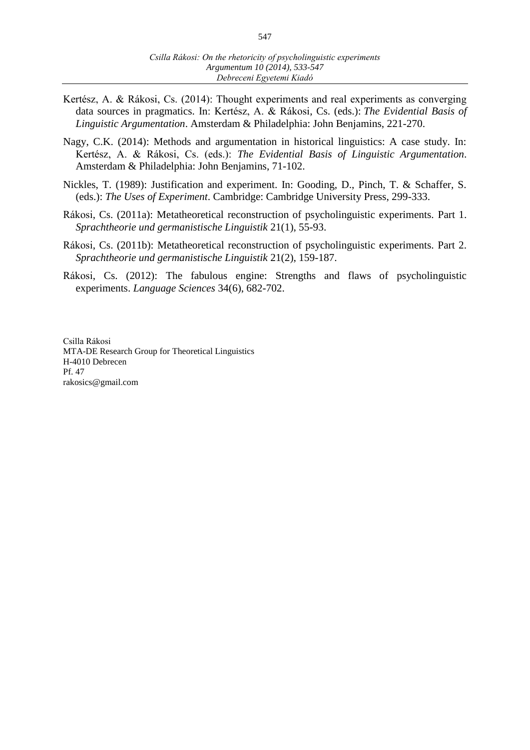Kertész, A. & Rákosi, Cs. (2014): Thought experiments and real experiments as converging data sources in pragmatics. In: Kertész, A. & Rákosi, Cs. (eds.): *The Evidential Basis of Linguistic Argumentation*. Amsterdam & Philadelphia: John Benjamins, 221-270.

Nagy, C.K. (2014): Methods and argumentation in historical linguistics: A case study. In: Kertész, A. & Rákosi, Cs. (eds.): *The Evidential Basis of Linguistic Argumentation*. Amsterdam & Philadelphia: John Benjamins, 71-102.

Nickles, T. (1989): Justification and experiment. In: Gooding, D., Pinch, T. & Schaffer, S. (eds.): *The Uses of Experiment*. Cambridge: Cambridge University Press, 299-333.

Rákosi, Cs. (2011a): Metatheoretical reconstruction of psycholinguistic experiments. Part 1. *Sprachtheorie und germanistische Linguistik* 21(1), 55-93.

Rákosi, Cs. (2011b): Metatheoretical reconstruction of psycholinguistic experiments. Part 2. *Sprachtheorie und germanistische Linguistik* 21(2), 159-187.

Rákosi, Cs. (2012): The fabulous engine: Strengths and flaws of psycholinguistic experiments. *Language Sciences* 34(6), 682-702.

Csilla Rákosi
MTA-DE Research Group for Theoretical Linguistics
H-4010 Debrecen
Pf. 47
rakosics@gmail.com